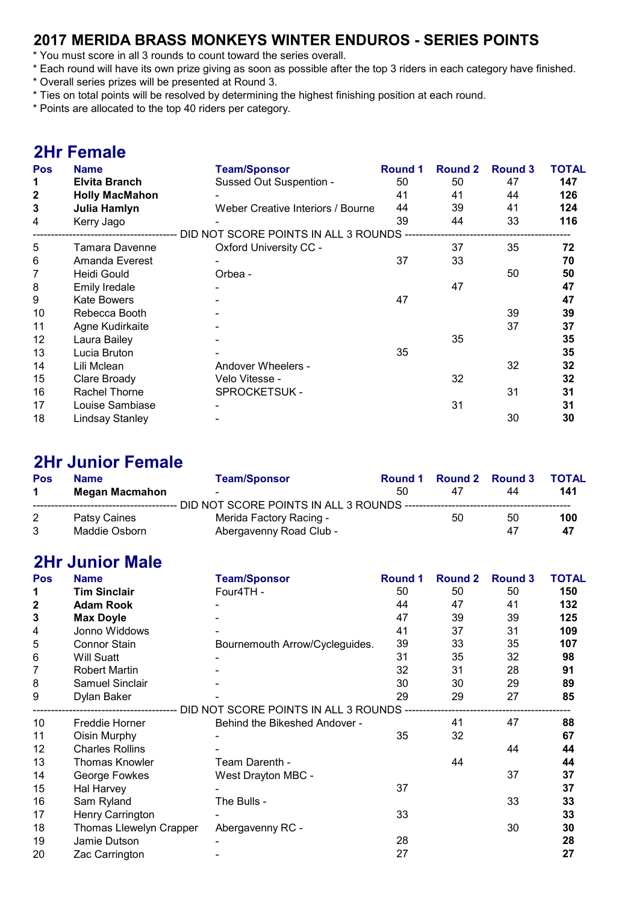## 2017 MERIDA BRASS MONKEYS WINTER ENDUROS - SERIES POINTS

* You must score in all 3 rounds to count toward the series overall.
* Each round will have its own prize giving as soon as possible after the top 3 riders in each category have finished.
* Overall series prizes will be presented at Round 3.
* Ties on total points will be resolved by determining the highest finishing position at each round.
* Points are allocated to the top 40 riders per category.

## 2Hr Female

| Pos | Name | Team/Sponsor | Round 1 | Round 2 | Round 3 | TOTAL |
|---|---|---|---|---|---|---|
| **1** | **Elvita Branch** | Sussed Out Suspention - | 50 | 50 | 47 | **147** |
| **2** | **Holly MacMahon** | - | 41 | 41 | 44 | **126** |
| **3** | **Julia Hamlyn** | Weber Creative Interiors / Bourne | 44 | 39 | 41 | **124** |
| 4 | Kerry Jago | - | 39 | 44 | 33 | **116** |
| | | DID NOT SCORE POINTS IN ALL 3 ROUNDS | | | | |
| 5 | Tamara Davenne | Oxford University CC - | | 37 | 35 | **72** |
| 6 | Amanda Everest | - | 37 | 33 | | **70** |
| 7 | Heidi Gould | Orbea - | | | 50 | **50** |
| 8 | Emily Iredale | - | | 47 | | **47** |
| 9 | Kate Bowers | - | 47 | | | **47** |
| 10 | Rebecca Booth | - | | | 39 | **39** |
| 11 | Agne Kudirkaite | - | | | 37 | **37** |
| 12 | Laura Bailey | - | | 35 | | **35** |
| 13 | Lucia Bruton | - | 35 | | | **35** |
| 14 | Lili Mclean | Andover Wheelers - | | | 32 | **32** |
| 15 | Clare Broady | Velo Vitesse - | | 32 | | **32** |
| 16 | Rachel Thorne | SPROCKETSUK - | | | 31 | **31** |
| 17 | Louise Sambiase | - | | 31 | | **31** |
| 18 | Lindsay Stanley | - | | | 30 | **30** |

## 2Hr Junior Female

| Pos | Name | Team/Sponsor | Round 1 | Round 2 | Round 3 | TOTAL |
|---|---|---|---|---|---|---|
| **1** | **Megan Macmahon** | - | 50 | 47 | 44 | **141** |
| | | DID NOT SCORE POINTS IN ALL 3 ROUNDS | | | | |
| 2 | Patsy Caines | Merida Factory Racing - | | 50 | 50 | **100** |
| 3 | Maddie Osborn | Abergavenny Road Club - | | | 47 | **47** |

## 2Hr Junior Male

| Pos | Name | Team/Sponsor | Round 1 | Round 2 | Round 3 | TOTAL |
|---|---|---|---|---|---|---|
| **1** | **Tim Sinclair** | Four4TH - | 50 | 50 | 50 | **150** |
| **2** | **Adam Rook** | - | 44 | 47 | 41 | **132** |
| **3** | **Max Doyle** | - | 47 | 39 | 39 | **125** |
| 4 | Jonno Widdows | - | 41 | 37 | 31 | **109** |
| 5 | Connor Stain | Bournemouth Arrow/Cycleguides. | 39 | 33 | 35 | **107** |
| 6 | Will Suatt | - | 31 | 35 | 32 | **98** |
| 7 | Robert Martin | - | 32 | 31 | 28 | **91** |
| 8 | Samuel Sinclair | - | 30 | 30 | 29 | **89** |
| 9 | Dylan Baker | - | 29 | 29 | 27 | **85** |
| | | DID NOT SCORE POINTS IN ALL 3 ROUNDS | | | | |
| 10 | Freddie Horner | Behind the Bikeshed Andover - | | 41 | 47 | **88** |
| 11 | Oisin Murphy | - | 35 | 32 | | **67** |
| 12 | Charles Rollins | - | | | 44 | **44** |
| 13 | Thomas Knowler | Team Darenth - | | 44 | | **44** |
| 14 | George Fowkes | West Drayton MBC - | | | 37 | **37** |
| 15 | Hal Harvey | - | 37 | | | **37** |
| 16 | Sam Ryland | The Bulls - | | | 33 | **33** |
| 17 | Henry Carrington | - | 33 | | | **33** |
| 18 | Thomas Llewelyn Crapper | Abergavenny RC - | | | 30 | **30** |
| 19 | Jamie Dutson | - | 28 | | | **28** |
| 20 | Zac Carrington | - | 27 | | | **27** |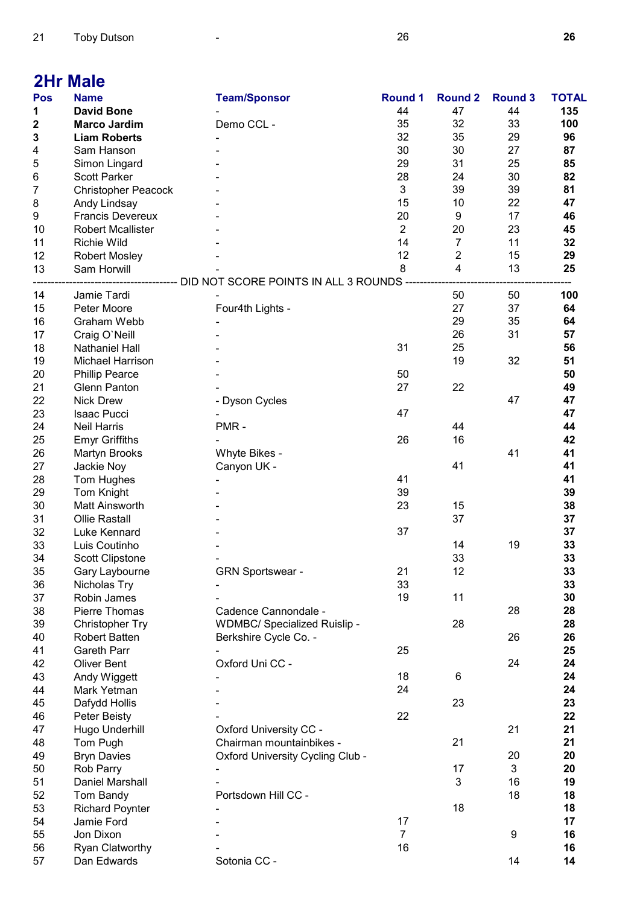| 21 | Toby Dutson | - | | 26 | | 26 |
|---|---|---|---|---|---|---|

## 2Hr Male

| Pos | Name | Team/Sponsor | Round 1 | Round 2 | Round 3 | TOTAL |
|---|---|---|---|---|---|---|
| 1 | **David Bone** | - | 44 | 47 | 44 | **135** |
| 2 | **Marco Jardim** | Demo CCL - | 35 | 32 | 33 | **100** |
| 3 | **Liam Roberts** | - | 32 | 35 | 29 | **96** |
| 4 | Sam Hanson | - | 30 | 30 | 27 | **87** |
| 5 | Simon Lingard | - | 29 | 31 | 25 | **85** |
| 6 | Scott Parker | - | 28 | 24 | 30 | **82** |
| 7 | Christopher Peacock | - | 3 | 39 | 39 | **81** |
| 8 | Andy Lindsay | - | 15 | 10 | 22 | **47** |
| 9 | Francis Devereux | - | 20 | 9 | 17 | **46** |
| 10 | Robert Mcallister | - | 2 | 20 | 23 | **45** |
| 11 | Richie Wild | - | 14 | 7 | 11 | **32** |
| 12 | Robert Mosley | - | 12 | 2 | 15 | **29** |
| 13 | Sam Horwill | - | 8 | 4 | 13 | **25** |
| | | DID NOT SCORE POINTS IN ALL 3 ROUNDS | | | | |
| 14 | Jamie Tardi | - | | 50 | 50 | **100** |
| 15 | Peter Moore | Four4th Lights - | | 27 | 37 | **64** |
| 16 | Graham Webb | - | | 29 | 35 | **64** |
| 17 | Craig O`Neill | - | | 26 | 31 | **57** |
| 18 | Nathaniel Hall | - | 31 | 25 | | **56** |
| 19 | Michael Harrison | - | | 19 | 32 | **51** |
| 20 | Phillip Pearce | - | 50 | | | **50** |
| 21 | Glenn Panton | - | 27 | 22 | | **49** |
| 22 | Nick Drew | - Dyson Cycles | | | 47 | **47** |
| 23 | Isaac Pucci | - | 47 | | | **47** |
| 24 | Neil Harris | PMR - | | 44 | | **44** |
| 25 | Emyr Griffiths | - | 26 | 16 | | **42** |
| 26 | Martyn Brooks | Whyte Bikes - | | | 41 | **41** |
| 27 | Jackie Noy | Canyon UK - | | 41 | | **41** |
| 28 | Tom Hughes | - | 41 | | | **41** |
| 29 | Tom Knight | - | 39 | | | **39** |
| 30 | Matt Ainsworth | - | 23 | 15 | | **38** |
| 31 | Ollie Rastall | - | | 37 | | **37** |
| 32 | Luke Kennard | - | 37 | | | **37** |
| 33 | Luis Coutinho | - | | 14 | 19 | **33** |
| 34 | Scott Clipstone | - | | 33 | | **33** |
| 35 | Gary Laybourne | GRN Sportswear - | 21 | 12 | | **33** |
| 36 | Nicholas Try | - | 33 | | | **33** |
| 37 | Robin James | - | 19 | 11 | | **30** |
| 38 | Pierre Thomas | Cadence Cannondale - | | | 28 | **28** |
| 39 | Christopher Try | WDMBC/ Specialized Ruislip - | | 28 | | **28** |
| 40 | Robert Batten | Berkshire Cycle Co. - | | | 26 | **26** |
| 41 | Gareth Parr | - | 25 | | | **25** |
| 42 | Oliver Bent | Oxford Uni CC - | | | 24 | **24** |
| 43 | Andy Wiggett | - | 18 | 6 | | **24** |
| 44 | Mark Yetman | - | 24 | | | **24** |
| 45 | Dafydd Hollis | - | | 23 | | **23** |
| 46 | Peter Beisty | - | 22 | | | **22** |
| 47 | Hugo Underhill | Oxford University CC - | | | 21 | **21** |
| 48 | Tom Pugh | Chairman mountainbikes - | | 21 | | **21** |
| 49 | Bryn Davies | Oxford University Cycling Club - | | | 20 | **20** |
| 50 | Rob Parry | - | | 17 | 3 | **20** |
| 51 | Daniel Marshall | - | | 3 | 16 | **19** |
| 52 | Tom Bandy | Portsdown Hill CC - | | | 18 | **18** |
| 53 | Richard Poynter | - | | 18 | | **18** |
| 54 | Jamie Ford | - | 17 | | | **17** |
| 55 | Jon Dixon | - | 7 | | 9 | **16** |
| 56 | Ryan Clatworthy | - | 16 | | | **16** |
| 57 | Dan Edwards | Sotonia CC - | | | 14 | **14** |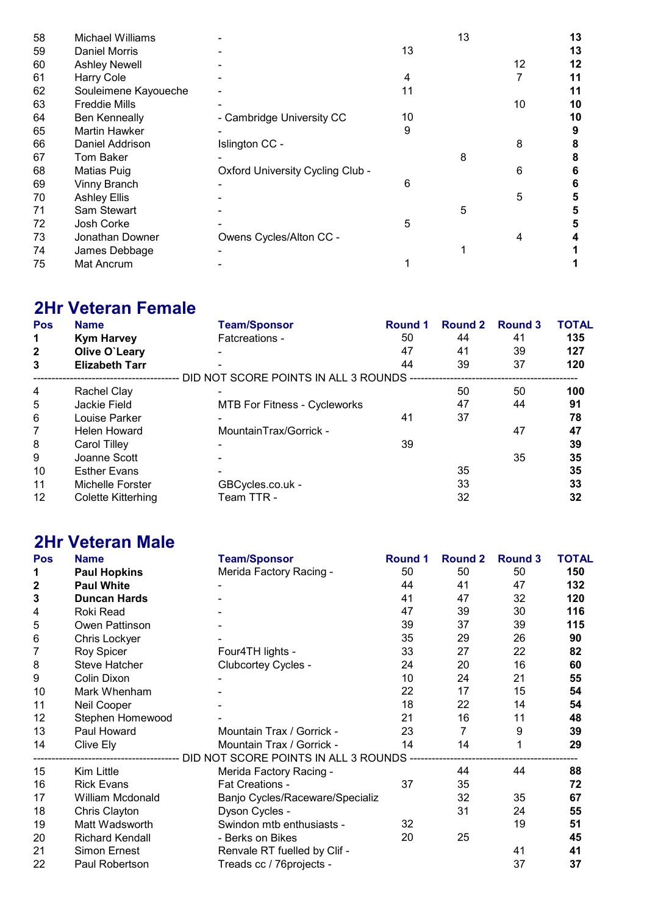| | | | | | | |
|---|---|---|---|---|---|---|
| 58 | Michael Williams | - | | 13 | | **13** |
| 59 | Daniel Morris | - | 13 | | | **13** |
| 60 | Ashley Newell | - | | | 12 | **12** |
| 61 | Harry Cole | - | 4 | | 7 | **11** |
| 62 | Souleimene Kayoueche | - | 11 | | | **11** |
| 63 | Freddie Mills | - | | | 10 | **10** |
| 64 | Ben Kenneally | - Cambridge University CC | 10 | | | **10** |
| 65 | Martin Hawker | - | 9 | | | **9** |
| 66 | Daniel Addrison | Islington CC - | | | 8 | **8** |
| 67 | Tom Baker | - | | 8 | | **8** |
| 68 | Matias Puig | Oxford University Cycling Club - | | | 6 | **6** |
| 69 | Vinny Branch | - | 6 | | | **6** |
| 70 | Ashley Ellis | - | | | 5 | **5** |
| 71 | Sam Stewart | - | | 5 | | **5** |
| 72 | Josh Corke | - | 5 | | | **5** |
| 73 | Jonathan Downer | Owens Cycles/Alton CC - | | | 4 | **4** |
| 74 | James Debbage | - | | 1 | | **1** |
| 75 | Mat Ancrum | - | 1 | | | **1** |

## 2Hr Veteran Female

| Pos | Name | Team/Sponsor | Round 1 | Round 2 | Round 3 | TOTAL |
|---|---|---|---|---|---|---|
| **1** | **Kym Harvey** | Fatcreations - | 50 | 44 | 41 | **135** |
| **2** | **Olive O`Leary** | - | 47 | 41 | 39 | **127** |
| **3** | **Elizabeth Tarr** | - | 44 | 39 | 37 | **120** |
| | | DID NOT SCORE POINTS IN ALL 3 ROUNDS | | | | |
| 4 | Rachel Clay | - | | 50 | 50 | **100** |
| 5 | Jackie Field | MTB For Fitness - Cycleworks | | 47 | 44 | **91** |
| 6 | Louise Parker | - | 41 | 37 | | **78** |
| 7 | Helen Howard | MountainTrax/Gorrick - | | | 47 | **47** |
| 8 | Carol Tilley | - | 39 | | | **39** |
| 9 | Joanne Scott | - | | | 35 | **35** |
| 10 | Esther Evans | - | | 35 | | **35** |
| 11 | Michelle Forster | GBCycles.co.uk - | | 33 | | **33** |
| 12 | Colette Kitterhing | Team TTR - | | 32 | | **32** |

## 2Hr Veteran Male

| Pos | Name | Team/Sponsor | Round 1 | Round 2 | Round 3 | TOTAL |
|---|---|---|---|---|---|---|
| **1** | **Paul Hopkins** | Merida Factory Racing - | 50 | 50 | 50 | **150** |
| **2** | **Paul White** | - | 44 | 41 | 47 | **132** |
| **3** | **Duncan Hards** | - | 41 | 47 | 32 | **120** |
| 4 | Roki Read | - | 47 | 39 | 30 | **116** |
| 5 | Owen Pattinson | - | 39 | 37 | 39 | **115** |
| 6 | Chris Lockyer | - | 35 | 29 | 26 | **90** |
| 7 | Roy Spicer | Four4TH lights - | 33 | 27 | 22 | **82** |
| 8 | Steve Hatcher | Clubcortey Cycles - | 24 | 20 | 16 | **60** |
| 9 | Colin Dixon | - | 10 | 24 | 21 | **55** |
| 10 | Mark Whenham | - | 22 | 17 | 15 | **54** |
| 11 | Neil Cooper | - | 18 | 22 | 14 | **54** |
| 12 | Stephen Homewood | - | 21 | 16 | 11 | **48** |
| 13 | Paul Howard | Mountain Trax / Gorrick - | 23 | 7 | 9 | **39** |
| 14 | Clive Ely | Mountain Trax / Gorrick - | 14 | 14 | 1 | **29** |
| | | DID NOT SCORE POINTS IN ALL 3 ROUNDS | | | | |
| 15 | Kim Little | Merida Factory Racing - | | 44 | 44 | **88** |
| 16 | Rick Evans | Fat Creations - | 37 | 35 | | **72** |
| 17 | William Mcdonald | Banjo Cycles/Raceware/Specializ | | 32 | 35 | **67** |
| 18 | Chris Clayton | Dyson Cycles - | | 31 | 24 | **55** |
| 19 | Matt Wadsworth | Swindon mtb enthusiasts - | 32 | | 19 | **51** |
| 20 | Richard Kendall | - Berks on Bikes | 20 | 25 | | **45** |
| 21 | Simon Ernest | Renvale RT fuelled by Clif - | | | 41 | **41** |
| 22 | Paul Robertson | Treads cc / 76projects - | | | 37 | **37** |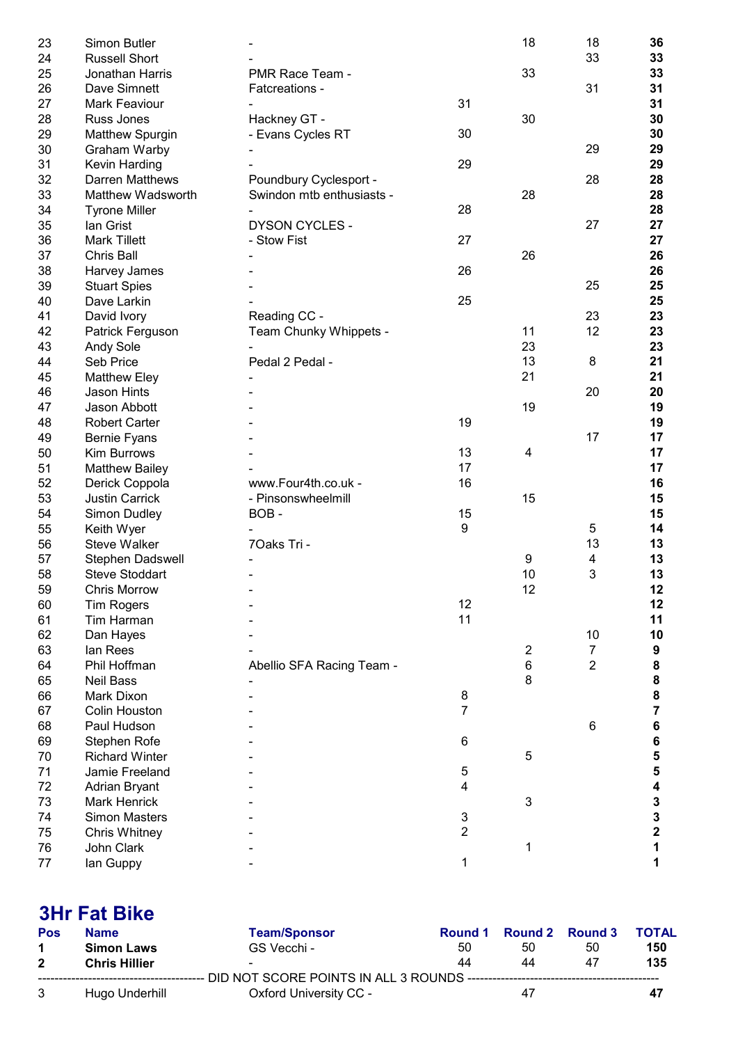| Pos | Name | Team/Sponsor | Round 1 | Round 2 | Round 3 | TOTAL |
|---|---|---|---|---|---|---|
| 23 | Simon Butler | - | | 18 | 18 | **36** |
| 24 | Russell Short | - | | | 33 | **33** |
| 25 | Jonathan Harris | PMR Race Team - | | 33 | | **33** |
| 26 | Dave Simnett | Fatcreations - | | | 31 | **31** |
| 27 | Mark Feaviour | - | 31 | | | **31** |
| 28 | Russ Jones | Hackney GT - | | 30 | | **30** |
| 29 | Matthew Spurgin | - Evans Cycles RT | 30 | | | **30** |
| 30 | Graham Warby | - | | | 29 | **29** |
| 31 | Kevin Harding | - | 29 | | | **29** |
| 32 | Darren Matthews | Poundbury Cyclesport - | | | 28 | **28** |
| 33 | Matthew Wadsworth | Swindon mtb enthusiasts - | | 28 | | **28** |
| 34 | Tyrone Miller | - | 28 | | | **28** |
| 35 | Ian Grist | DYSON CYCLES - | | | 27 | **27** |
| 36 | Mark Tillett | - Stow Fist | 27 | | | **27** |
| 37 | Chris Ball | - | | 26 | | **26** |
| 38 | Harvey James | - | 26 | | | **26** |
| 39 | Stuart Spies | - | | | 25 | **25** |
| 40 | Dave Larkin | - | 25 | | | **25** |
| 41 | David Ivory | Reading CC - | | | 23 | **23** |
| 42 | Patrick Ferguson | Team Chunky Whippets - | | 11 | 12 | **23** |
| 43 | Andy Sole | - | | 23 | | **23** |
| 44 | Seb Price | Pedal 2 Pedal - | | 13 | 8 | **21** |
| 45 | Matthew Eley | - | | 21 | | **21** |
| 46 | Jason Hints | - | | | 20 | **20** |
| 47 | Jason Abbott | - | | 19 | | **19** |
| 48 | Robert Carter | - | 19 | | | **19** |
| 49 | Bernie Fyans | - | | | 17 | **17** |
| 50 | Kim Burrows | - | 13 | 4 | | **17** |
| 51 | Matthew Bailey | - | 17 | | | **17** |
| 52 | Derick Coppola | www.Four4th.co.uk - | 16 | | | **16** |
| 53 | Justin Carrick | - Pinsonswheelmill | | 15 | | **15** |
| 54 | Simon Dudley | BOB - | 15 | | | **15** |
| 55 | Keith Wyer | - | 9 | | 5 | **14** |
| 56 | Steve Walker | 7Oaks Tri - | | | 13 | **13** |
| 57 | Stephen Dadswell | - | | 9 | 4 | **13** |
| 58 | Steve Stoddart | - | | 10 | 3 | **13** |
| 59 | Chris Morrow | - | | 12 | | **12** |
| 60 | Tim Rogers | - | 12 | | | **12** |
| 61 | Tim Harman | - | 11 | | | **11** |
| 62 | Dan Hayes | - | | | 10 | **10** |
| 63 | Ian Rees | - | | 2 | 7 | **9** |
| 64 | Phil Hoffman | Abellio SFA Racing Team - | | 6 | 2 | **8** |
| 65 | Neil Bass | - | | 8 | | **8** |
| 66 | Mark Dixon | - | 8 | | | **8** |
| 67 | Colin Houston | - | 7 | | | **7** |
| 68 | Paul Hudson | - | | | 6 | **6** |
| 69 | Stephen Rofe | - | 6 | | | **6** |
| 70 | Richard Winter | - | | 5 | | **5** |
| 71 | Jamie Freeland | - | 5 | | | **5** |
| 72 | Adrian Bryant | - | 4 | | | **4** |
| 73 | Mark Henrick | - | | 3 | | **3** |
| 74 | Simon Masters | - | 3 | | | **3** |
| 75 | Chris Whitney | - | 2 | | | **2** |
| 76 | John Clark | - | | 1 | | **1** |
| 77 | Ian Guppy | - | 1 | | | **1** |

## 3Hr Fat Bike

| Pos | Name | Team/Sponsor | Round 1 | Round 2 | Round 3 | TOTAL |
|---|---|---|---|---|---|---|
| 1 | **Simon Laws** | GS Vecchi - | 50 | 50 | 50 | **150** |
| 2 | **Chris Hillier** | - | 44 | 44 | 47 | **135** |
| | | DID NOT SCORE POINTS IN ALL 3 ROUNDS | | | | |
| 3 | Hugo Underhill | Oxford University CC - | | 47 | | **47** |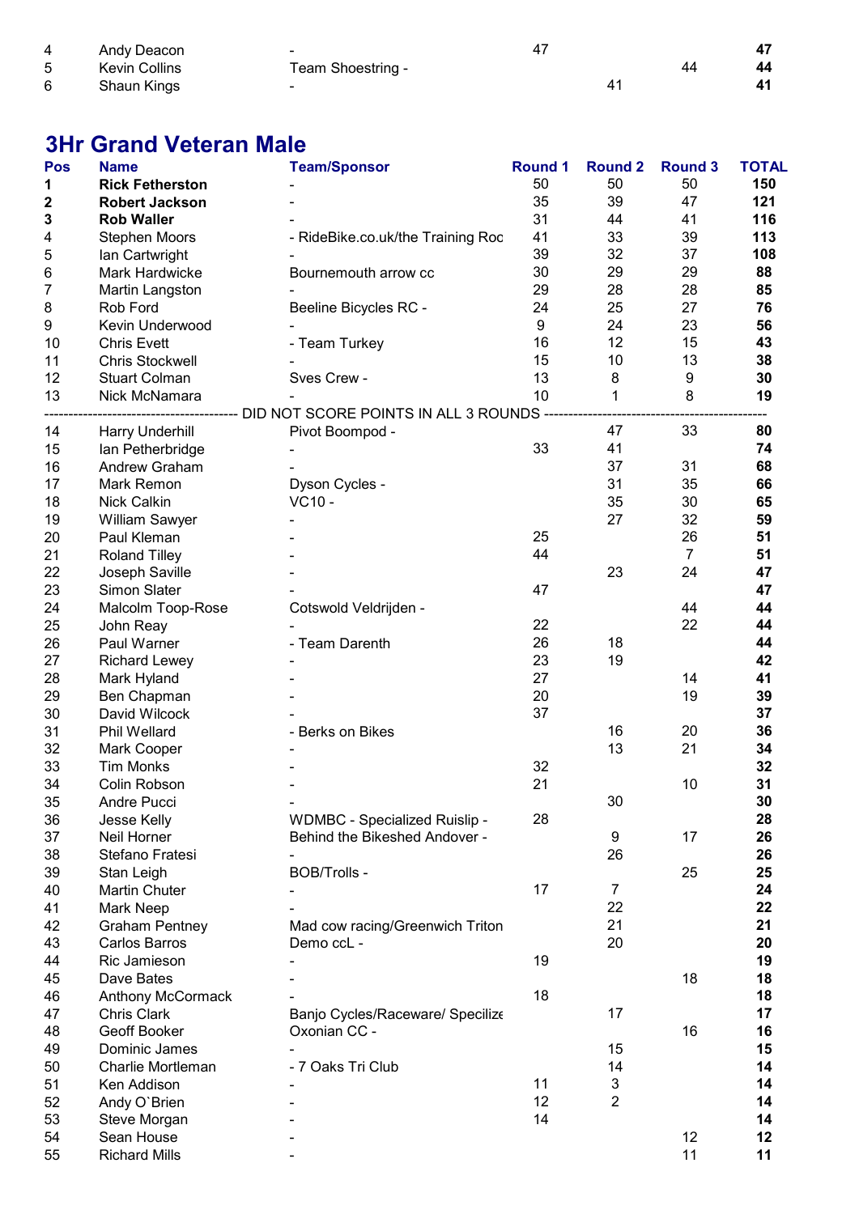| | | | | | | |
|---|---|---|---|---|---|---|
| 4 | Andy Deacon | - | 47 | | | **47** |
| 5 | Kevin Collins | Team Shoestring - | | | 44 | **44** |
| 6 | Shaun Kings | - | | 41 | | **41** |

## 3Hr Grand Veteran Male

| Pos | Name | Team/Sponsor | Round 1 | Round 2 | Round 3 | TOTAL |
|---|---|---|---|---|---|---|
| **1** | **Rick Fetherston** | - | 50 | 50 | 50 | **150** |
| **2** | **Robert Jackson** | - | 35 | 39 | 47 | **121** |
| **3** | **Rob Waller** | - | 31 | 44 | 41 | **116** |
| 4 | Stephen Moors | - RideBike.co.uk/the Training Roc | 41 | 33 | 39 | **113** |
| 5 | Ian Cartwright | - | 39 | 32 | 37 | **108** |
| 6 | Mark Hardwicke | Bournemouth arrow cc | 30 | 29 | 29 | **88** |
| 7 | Martin Langston | - | 29 | 28 | 28 | **85** |
| 8 | Rob Ford | Beeline Bicycles RC - | 24 | 25 | 27 | **76** |
| 9 | Kevin Underwood | - | 9 | 24 | 23 | **56** |
| 10 | Chris Evett | - Team Turkey | 16 | 12 | 15 | **43** |
| 11 | Chris Stockwell | - | 15 | 10 | 13 | **38** |
| 12 | Stuart Colman | Sves Crew - | 13 | 8 | 9 | **30** |
| 13 | Nick McNamara | - | 10 | 1 | 8 | **19** |
| | | DID NOT SCORE POINTS IN ALL 3 ROUNDS | | | | |
| 14 | Harry Underhill | Pivot Boompod - | | 47 | 33 | **80** |
| 15 | Ian Petherbridge | - | 33 | 41 | | **74** |
| 16 | Andrew Graham | - | | 37 | 31 | **68** |
| 17 | Mark Remon | Dyson Cycles - | | 31 | 35 | **66** |
| 18 | Nick Calkin | VC10 - | | 35 | 30 | **65** |
| 19 | William Sawyer | - | | 27 | 32 | **59** |
| 20 | Paul Kleman | - | 25 | | 26 | **51** |
| 21 | Roland Tilley | - | 44 | | 7 | **51** |
| 22 | Joseph Saville | - | | 23 | 24 | **47** |
| 23 | Simon Slater | - | 47 | | | **47** |
| 24 | Malcolm Toop-Rose | Cotswold Veldrijden - | | | 44 | **44** |
| 25 | John Reay | - | 22 | | 22 | **44** |
| 26 | Paul Warner | - Team Darenth | 26 | 18 | | **44** |
| 27 | Richard Lewey | - | 23 | 19 | | **42** |
| 28 | Mark Hyland | - | 27 | | 14 | **41** |
| 29 | Ben Chapman | - | 20 | | 19 | **39** |
| 30 | David Wilcock | - | 37 | | | **37** |
| 31 | Phil Wellard | - Berks on Bikes | | 16 | 20 | **36** |
| 32 | Mark Cooper | - | | 13 | 21 | **34** |
| 33 | Tim Monks | - | 32 | | | **32** |
| 34 | Colin Robson | - | 21 | | 10 | **31** |
| 35 | Andre Pucci | - | | 30 | | **30** |
| 36 | Jesse Kelly | WDMBC - Specialized Ruislip - | 28 | | | **28** |
| 37 | Neil Horner | Behind the Bikeshed Andover - | | 9 | 17 | **26** |
| 38 | Stefano Fratesi | - | | 26 | | **26** |
| 39 | Stan Leigh | BOB/Trolls - | | | 25 | **25** |
| 40 | Martin Chuter | - | 17 | 7 | | **24** |
| 41 | Mark Neep | - | | 22 | | **22** |
| 42 | Graham Pentney | Mad cow racing/Greenwich Triton | | 21 | | **21** |
| 43 | Carlos Barros | Demo ccL - | | 20 | | **20** |
| 44 | Ric Jamieson | - | 19 | | | **19** |
| 45 | Dave Bates | - | | | 18 | **18** |
| 46 | Anthony McCormack | - | 18 | | | **18** |
| 47 | Chris Clark | Banjo Cycles/Raceware/ Specilize | | 17 | | **17** |
| 48 | Geoff Booker | Oxonian CC - | | | 16 | **16** |
| 49 | Dominic James | - | | 15 | | **15** |
| 50 | Charlie Mortleman | - 7 Oaks Tri Club | | 14 | | **14** |
| 51 | Ken Addison | - | 11 | 3 | | **14** |
| 52 | Andy O`Brien | - | 12 | 2 | | **14** |
| 53 | Steve Morgan | - | 14 | | | **14** |
| 54 | Sean House | - | | | 12 | **12** |
| 55 | Richard Mills | - | | | 11 | **11** |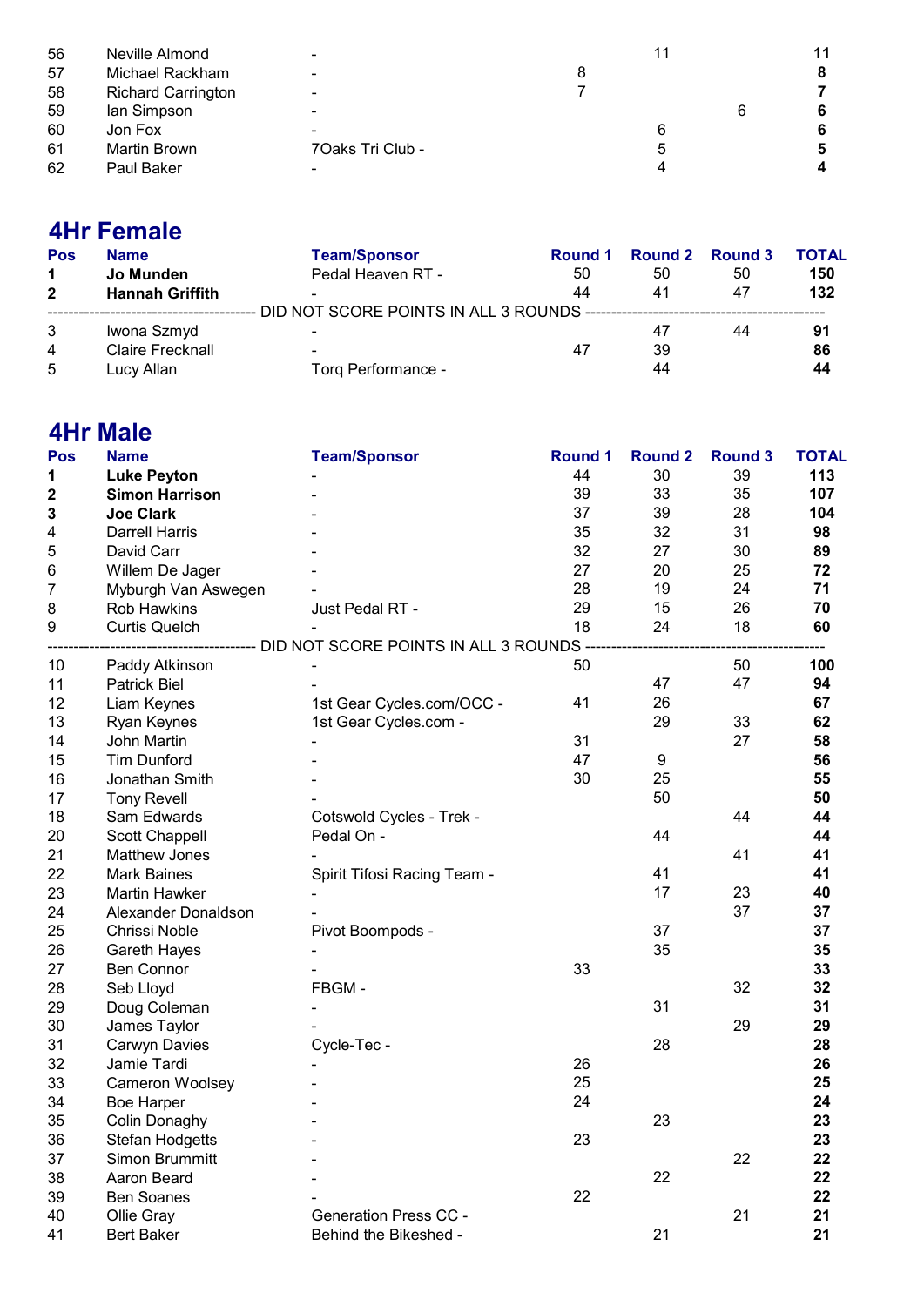| Pos | Name | Team/Sponsor | Round 1 | Round 2 | Round 3 | TOTAL |
|---|---|---|---|---|---|---|
| 56 | Neville Almond | - | | 11 | | **11** |
| 57 | Michael Rackham | - | 8 | | | **8** |
| 58 | Richard Carrington | - | 7 | | | **7** |
| 59 | Ian Simpson | - | | | 6 | **6** |
| 60 | Jon Fox | - | | 6 | | **6** |
| 61 | Martin Brown | 7Oaks Tri Club - | | 5 | | **5** |
| 62 | Paul Baker | - | | 4 | | **4** |

## 4Hr Female

| Pos | Name | Team/Sponsor | Round 1 | Round 2 | Round 3 | TOTAL |
|---|---|---|---|---|---|---|
| **1** | **Jo Munden** | Pedal Heaven RT - | 50 | 50 | 50 | **150** |
| **2** | **Hannah Griffith** | - | 44 | 41 | 47 | **132** |
| | | DID NOT SCORE POINTS IN ALL 3 ROUNDS | | | | |
| 3 | Iwona Szmyd | - | | 47 | 44 | **91** |
| 4 | Claire Frecknall | - | 47 | 39 | | **86** |
| 5 | Lucy Allan | Torq Performance - | | 44 | | **44** |

## 4Hr Male

| Pos | Name | Team/Sponsor | Round 1 | Round 2 | Round 3 | TOTAL |
|---|---|---|---|---|---|---|
| **1** | **Luke Peyton** | - | 44 | 30 | 39 | **113** |
| **2** | **Simon Harrison** | - | 39 | 33 | 35 | **107** |
| **3** | **Joe Clark** | - | 37 | 39 | 28 | **104** |
| 4 | Darrell Harris | - | 35 | 32 | 31 | **98** |
| 5 | David Carr | - | 32 | 27 | 30 | **89** |
| 6 | Willem De Jager | - | 27 | 20 | 25 | **72** |
| 7 | Myburgh Van Aswegen | - | 28 | 19 | 24 | **71** |
| 8 | Rob Hawkins | Just Pedal RT - | 29 | 15 | 26 | **70** |
| 9 | Curtis Quelch | - | 18 | 24 | 18 | **60** |
| | | DID NOT SCORE POINTS IN ALL 3 ROUNDS | | | | |
| 10 | Paddy Atkinson | - | 50 | | 50 | **100** |
| 11 | Patrick Biel | - | | 47 | 47 | **94** |
| 12 | Liam Keynes | 1st Gear Cycles.com/OCC - | 41 | 26 | | **67** |
| 13 | Ryan Keynes | 1st Gear Cycles.com - | | 29 | 33 | **62** |
| 14 | John Martin | - | 31 | | 27 | **58** |
| 15 | Tim Dunford | - | 47 | 9 | | **56** |
| 16 | Jonathan Smith | - | 30 | 25 | | **55** |
| 17 | Tony Revell | - | | 50 | | **50** |
| 18 | Sam Edwards | Cotswold Cycles - Trek - | | | 44 | **44** |
| 20 | Scott Chappell | Pedal On - | | 44 | | **44** |
| 21 | Matthew Jones | - | | | 41 | **41** |
| 22 | Mark Baines | Spirit Tifosi Racing Team - | | 41 | | **41** |
| 23 | Martin Hawker | - | | 17 | 23 | **40** |
| 24 | Alexander Donaldson | - | | | 37 | **37** |
| 25 | Chrissi Noble | Pivot Boompods - | | 37 | | **37** |
| 26 | Gareth Hayes | - | | 35 | | **35** |
| 27 | Ben Connor | - | 33 | | | **33** |
| 28 | Seb Lloyd | FBGM - | | | 32 | **32** |
| 29 | Doug Coleman | - | | 31 | | **31** |
| 30 | James Taylor | - | | | 29 | **29** |
| 31 | Carwyn Davies | Cycle-Tec - | | 28 | | **28** |
| 32 | Jamie Tardi | - | 26 | | | **26** |
| 33 | Cameron Woolsey | - | 25 | | | **25** |
| 34 | Boe Harper | - | 24 | | | **24** |
| 35 | Colin Donaghy | - | | 23 | | **23** |
| 36 | Stefan Hodgetts | - | 23 | | | **23** |
| 37 | Simon Brummitt | - | | | 22 | **22** |
| 38 | Aaron Beard | - | | 22 | | **22** |
| 39 | Ben Soanes | - | 22 | | | **22** |
| 40 | Ollie Gray | Generation Press CC - | | | 21 | **21** |
| 41 | Bert Baker | Behind the Bikeshed - | | 21 | | **21** |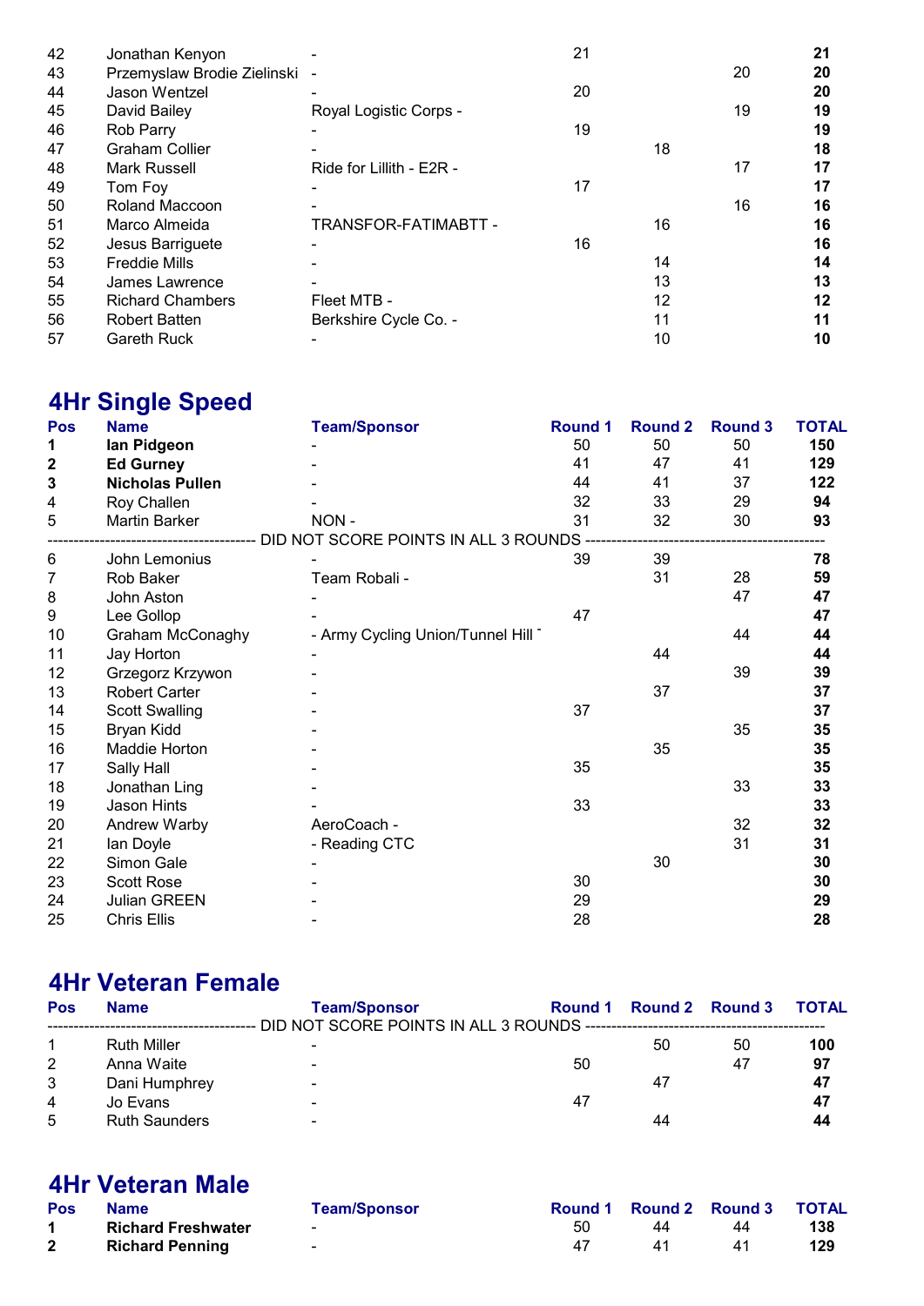| | | | | | | |
|---|---|---|---|---|---|---|
| 42 | Jonathan Kenyon | - | 21 | | | **21** |
| 43 | Przemyslaw Brodie Zielinski | - | | | 20 | **20** |
| 44 | Jason Wentzel | - | 20 | | | **20** |
| 45 | David Bailey | Royal Logistic Corps - | | | 19 | **19** |
| 46 | Rob Parry | - | 19 | | | **19** |
| 47 | Graham Collier | - | | 18 | | **18** |
| 48 | Mark Russell | Ride for Lillith - E2R - | | | 17 | **17** |
| 49 | Tom Foy | - | 17 | | | **17** |
| 50 | Roland Maccoon | - | | | 16 | **16** |
| 51 | Marco Almeida | TRANSFOR-FATIMABTT - | | 16 | | **16** |
| 52 | Jesus Barriguete | - | 16 | | | **16** |
| 53 | Freddie Mills | - | | 14 | | **14** |
| 54 | James Lawrence | - | | 13 | | **13** |
| 55 | Richard Chambers | Fleet MTB - | | 12 | | **12** |
| 56 | Robert Batten | Berkshire Cycle Co. - | | 11 | | **11** |
| 57 | Gareth Ruck | - | | 10 | | **10** |

## 4Hr Single Speed

| Pos | Name | Team/Sponsor | Round 1 | Round 2 | Round 3 | TOTAL |
|---|---|---|---|---|---|---|
| **1** | **Ian Pidgeon** | - | 50 | 50 | 50 | **150** |
| **2** | **Ed Gurney** | - | 41 | 47 | 41 | **129** |
| **3** | **Nicholas Pullen** | - | 44 | 41 | 37 | **122** |
| 4 | Roy Challen | - | 32 | 33 | 29 | **94** |
| 5 | Martin Barker | NON - | 31 | 32 | 30 | **93** |
| | DID NOT SCORE POINTS IN ALL 3 ROUNDS | | | | | |
| 6 | John Lemonius | - | 39 | 39 | | **78** |
| 7 | Rob Baker | Team Robali - | | 31 | 28 | **59** |
| 8 | John Aston | - | | | 47 | **47** |
| 9 | Lee Gollop | - | 47 | | | **47** |
| 10 | Graham McConaghy | - Army Cycling Union/Tunnel Hill | | | 44 | **44** |
| 11 | Jay Horton | - | | 44 | | **44** |
| 12 | Grzegorz Krzywon | - | | | 39 | **39** |
| 13 | Robert Carter | - | | 37 | | **37** |
| 14 | Scott Swalling | - | 37 | | | **37** |
| 15 | Bryan Kidd | - | | | 35 | **35** |
| 16 | Maddie Horton | - | | 35 | | **35** |
| 17 | Sally Hall | - | 35 | | | **35** |
| 18 | Jonathan Ling | - | | | 33 | **33** |
| 19 | Jason Hints | - | 33 | | | **33** |
| 20 | Andrew Warby | AeroCoach - | | | 32 | **32** |
| 21 | Ian Doyle | - Reading CTC | | | 31 | **31** |
| 22 | Simon Gale | - | | 30 | | **30** |
| 23 | Scott Rose | - | 30 | | | **30** |
| 24 | Julian GREEN | - | 29 | | | **29** |
| 25 | Chris Ellis | - | 28 | | | **28** |

## 4Hr Veteran Female

| Pos | Name | Team/Sponsor | Round 1 | Round 2 | Round 3 | TOTAL |
|---|---|---|---|---|---|---|
| | DID NOT SCORE POINTS IN ALL 3 ROUNDS | | | | | |
| 1 | Ruth Miller | - | | 50 | 50 | **100** |
| 2 | Anna Waite | - | 50 | | 47 | **97** |
| 3 | Dani Humphrey | - | | 47 | | **47** |
| 4 | Jo Evans | - | 47 | | | **47** |
| 5 | Ruth Saunders | - | | 44 | | **44** |

## 4Hr Veteran Male

| Pos | Name | Team/Sponsor | Round 1 | Round 2 | Round 3 | TOTAL |
|---|---|---|---|---|---|---|
| **1** | **Richard Freshwater** | - | 50 | 44 | 44 | **138** |
| **2** | **Richard Penning** | - | 47 | 41 | 41 | **129** |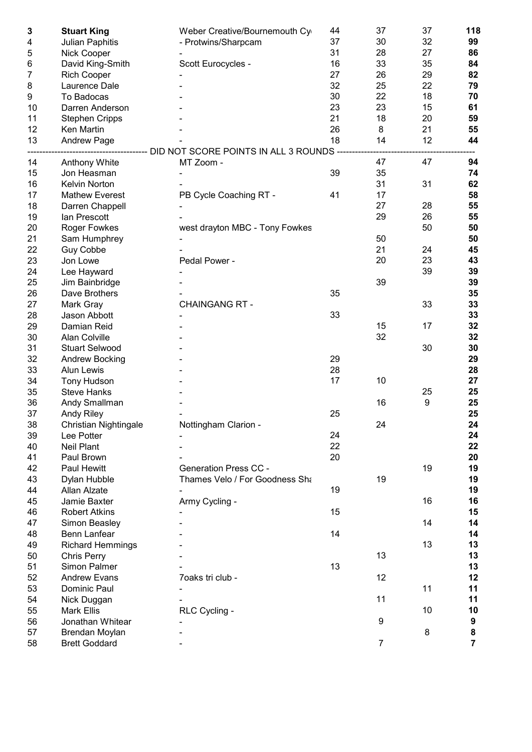| | | | | | | |
|---|---|---|---|---|---|---|
| **3** | **Stuart King** | Weber Creative/Bournemouth Cy | 44 | 37 | 37 | **118** |
| 4 | Julian Paphitis | - Protwins/Sharpcam | 37 | 30 | 32 | **99** |
| 5 | Nick Cooper | - | 31 | 28 | 27 | **86** |
| 6 | David King-Smith | Scott Eurocycles - | 16 | 33 | 35 | **84** |
| 7 | Rich Cooper | - | 27 | 26 | 29 | **82** |
| 8 | Laurence Dale | - | 32 | 25 | 22 | **79** |
| 9 | To Badocas | - | 30 | 22 | 18 | **70** |
| 10 | Darren Anderson | - | 23 | 23 | 15 | **61** |
| 11 | Stephen Cripps | - | 21 | 18 | 20 | **59** |
| 12 | Ken Martin | - | 26 | 8 | 21 | **55** |
| 13 | Andrew Page | - | 18 | 14 | 12 | **44** |
| | | DID NOT SCORE POINTS IN ALL 3 ROUNDS | | | | |
| 14 | Anthony White | MT Zoom - | | 47 | 47 | **94** |
| 15 | Jon Heasman | - | 39 | 35 | | **74** |
| 16 | Kelvin Norton | - | | 31 | 31 | **62** |
| 17 | Mathew Everest | PB Cycle Coaching RT - | 41 | 17 | | **58** |
| 18 | Darren Chappell | - | | 27 | 28 | **55** |
| 19 | Ian Prescott | - | | 29 | 26 | **55** |
| 20 | Roger Fowkes | west drayton MBC - Tony Fowkes | | | 50 | **50** |
| 21 | Sam Humphrey | - | | 50 | | **50** |
| 22 | Guy Cobbe | - | | 21 | 24 | **45** |
| 23 | Jon Lowe | Pedal Power - | | 20 | 23 | **43** |
| 24 | Lee Hayward | - | | | 39 | **39** |
| 25 | Jim Bainbridge | - | | 39 | | **39** |
| 26 | Dave Brothers | - | 35 | | | **35** |
| 27 | Mark Gray | CHAINGANG RT - | | | 33 | **33** |
| 28 | Jason Abbott | - | 33 | | | **33** |
| 29 | Damian Reid | - | | 15 | 17 | **32** |
| 30 | Alan Colville | - | | 32 | | **32** |
| 31 | Stuart Selwood | - | | | 30 | **30** |
| 32 | Andrew Bocking | - | 29 | | | **29** |
| 33 | Alun Lewis | - | 28 | | | **28** |
| 34 | Tony Hudson | - | 17 | 10 | | **27** |
| 35 | Steve Hanks | - | | | 25 | **25** |
| 36 | Andy Smallman | - | | 16 | 9 | **25** |
| 37 | Andy Riley | - | 25 | | | **25** |
| 38 | Christian Nightingale | Nottingham Clarion - | | 24 | | **24** |
| 39 | Lee Potter | - | 24 | | | **24** |
| 40 | Neil Plant | - | 22 | | | **22** |
| 41 | Paul Brown | - | 20 | | | **20** |
| 42 | Paul Hewitt | Generation Press CC - | | | 19 | **19** |
| 43 | Dylan Hubble | Thames Velo / For Goodness Sha | | 19 | | **19** |
| 44 | Allan Alzate | - | 19 | | | **19** |
| 45 | Jamie Baxter | Army Cycling - | | | 16 | **16** |
| 46 | Robert Atkins | - | 15 | | | **15** |
| 47 | Simon Beasley | - | | | 14 | **14** |
| 48 | Benn Lanfear | - | 14 | | | **14** |
| 49 | Richard Hemmings | - | | | 13 | **13** |
| 50 | Chris Perry | - | | 13 | | **13** |
| 51 | Simon Palmer | - | 13 | | | **13** |
| 52 | Andrew Evans | 7oaks tri club - | | 12 | | **12** |
| 53 | Dominic Paul | - | | | 11 | **11** |
| 54 | Nick Duggan | - | | 11 | | **11** |
| 55 | Mark Ellis | RLC Cycling - | | | 10 | **10** |
| 56 | Jonathan Whitear | - | | 9 | | **9** |
| 57 | Brendan Moylan | - | | | 8 | **8** |
| 58 | Brett Goddard | - | | 7 | | **7** |